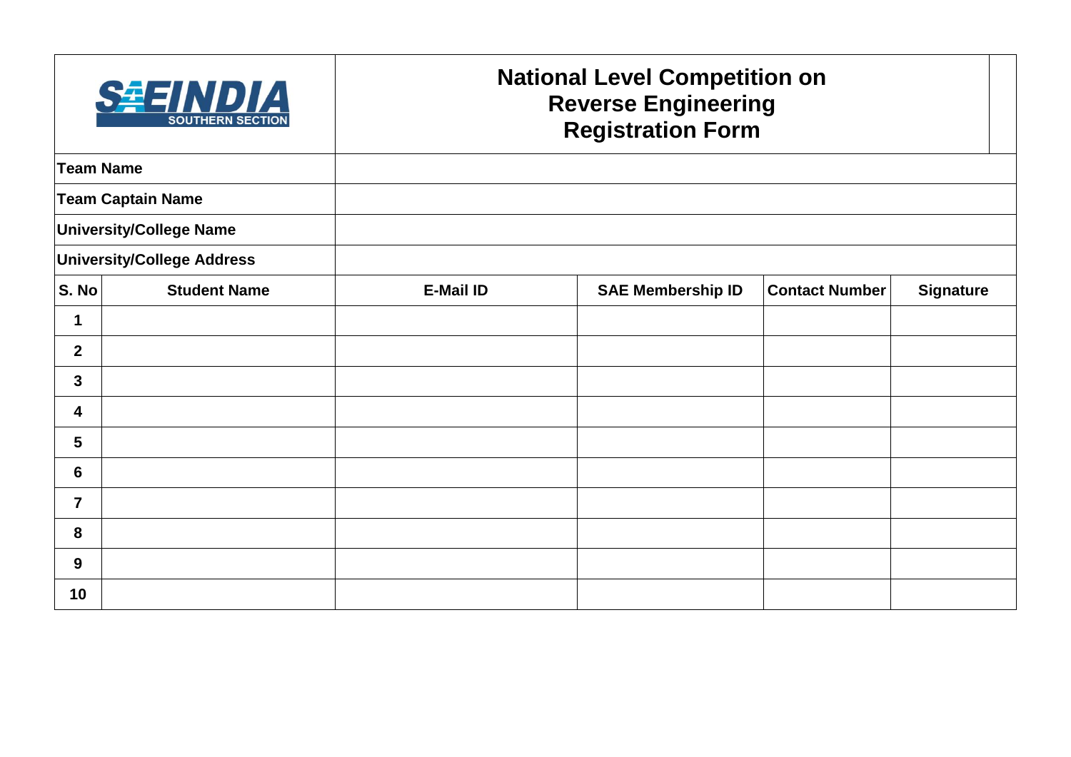SAEINDIA SOUTHERN SECTION

# National Level Competition on Reverse Engineering Registration Form

| | |
|---|---|
| **Team Name** | |
| **Team Captain Name** | |
| **University/College Name** | |
| **University/College Address** | |

| S. No | Student Name | E-Mail ID | SAE Membership ID | Contact Number | Signature |
|---|---|---|---|---|---|
| **1** | | | | | |
| **2** | | | | | |
| **3** | | | | | |
| **4** | | | | | |
| **5** | | | | | |
| **6** | | | | | |
| **7** | | | | | |
| **8** | | | | | |
| **9** | | | | | |
| **10** | | | | | |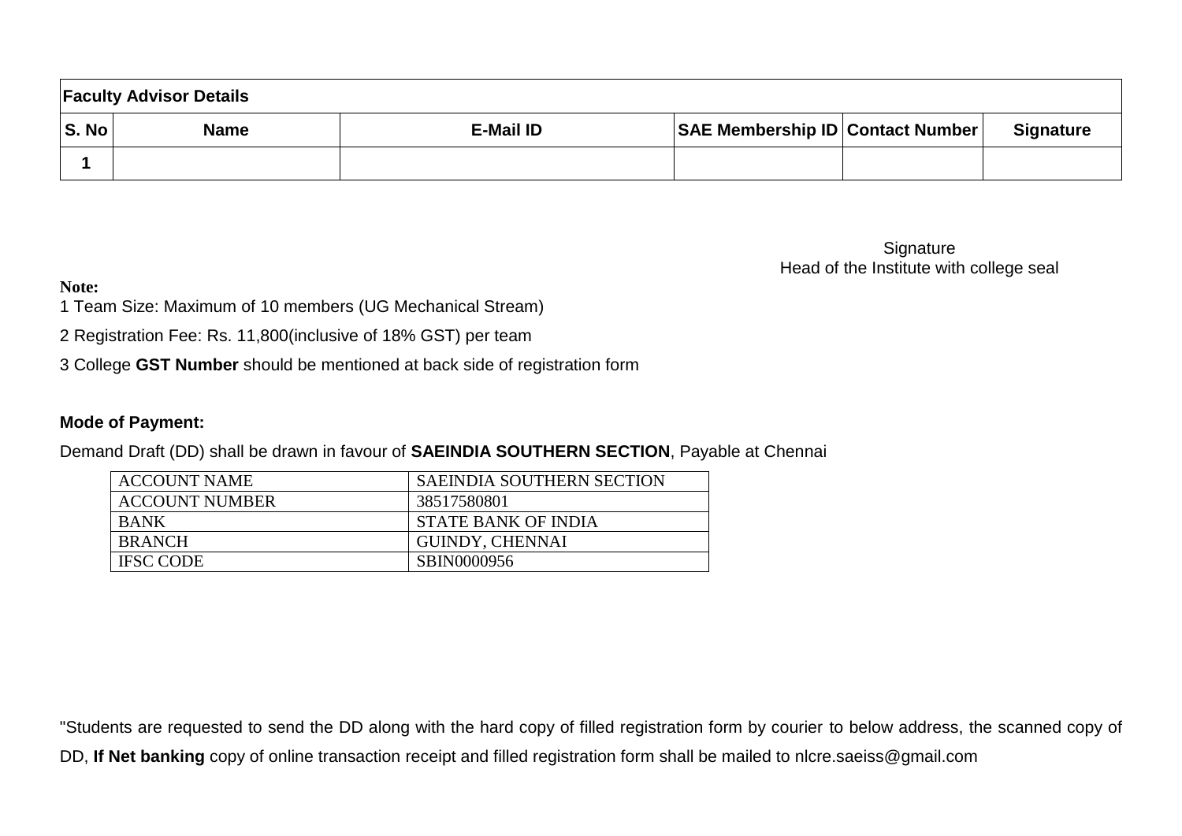| Faculty Advisor Details | | | | | |
|---|---|---|---|---|---|
| **S. No** | **Name** | **E-Mail ID** | **SAE Membership ID** | **Contact Number** | **Signature** |
| **1** | | | | | |

Signature
Head of the Institute with college seal

**Note:**

1 Team Size: Maximum of 10 members (UG Mechanical Stream)

2 Registration Fee: Rs. 11,800(inclusive of 18% GST) per team

3 College **GST Number** should be mentioned at back side of registration form

**Mode of Payment:**

Demand Draft (DD) shall be drawn in favour of **SAEINDIA SOUTHERN SECTION**, Payable at Chennai

| | |
|---|---|
| ACCOUNT NAME | SAEINDIA SOUTHERN SECTION |
| ACCOUNT NUMBER | 38517580801 |
| BANK | STATE BANK OF INDIA |
| BRANCH | GUINDY, CHENNAI |
| IFSC CODE | SBIN0000956 |

"Students are requested to send the DD along with the hard copy of filled registration form by courier to below address, the scanned copy of DD, **If Net banking** copy of online transaction receipt and filled registration form shall be mailed to nlcre.saeiss@gmail.com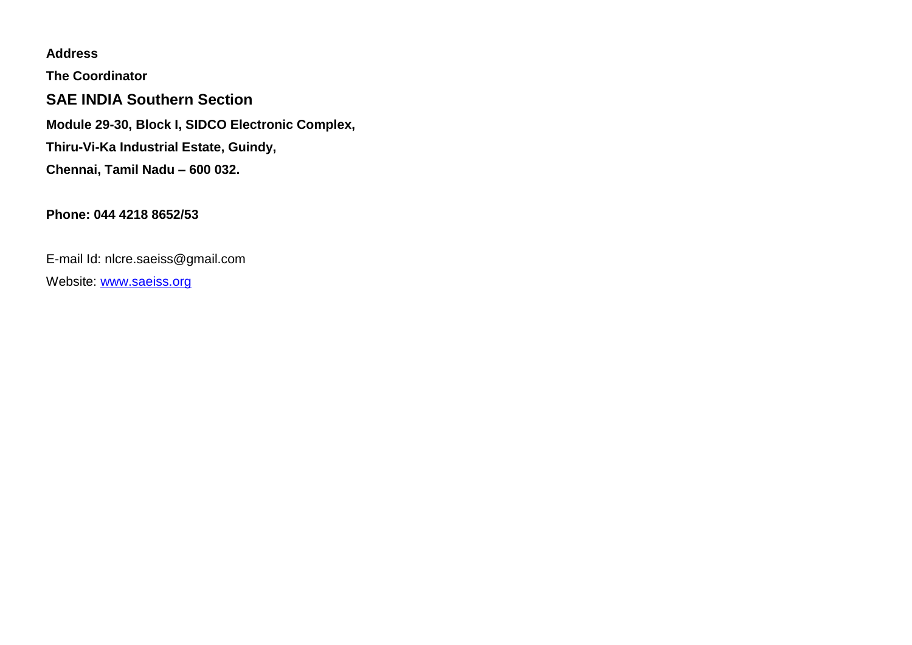**Address**

**The Coordinator**

**SAE INDIA Southern Section**

**Module 29-30, Block I, SIDCO Electronic Complex,**

**Thiru-Vi-Ka Industrial Estate, Guindy,**

**Chennai, Tamil Nadu – 600 032.**

**Phone: 044 4218 8652/53**

E-mail Id: nlcre.saeiss@gmail.com

Website: [www.saeiss.org](http://www.saeiss.org)